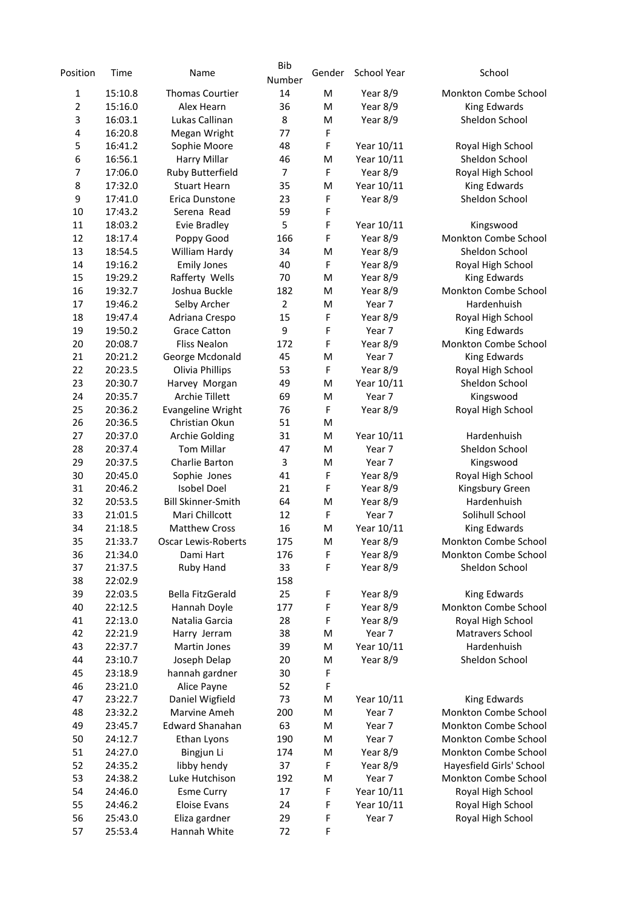| Position | Time | Name | Bib Number | Gender | School Year | School |
|---|---|---|---|---|---|---|
| 1 | 15:10.8 | Thomas Courtier | 14 | M | Year 8/9 | Monkton Combe School |
| 2 | 15:16.0 | Alex Hearn | 36 | M | Year 8/9 | King Edwards |
| 3 | 16:03.1 | Lukas Callinan | 8 | M | Year 8/9 | Sheldon School |
| 4 | 16:20.8 | Megan Wright | 77 | F | | |
| 5 | 16:41.2 | Sophie Moore | 48 | F | Year 10/11 | Royal High School |
| 6 | 16:56.1 | Harry Millar | 46 | M | Year 10/11 | Sheldon School |
| 7 | 17:06.0 | Ruby Butterfield | 7 | F | Year 8/9 | Royal High School |
| 8 | 17:32.0 | Stuart Hearn | 35 | M | Year 10/11 | King Edwards |
| 9 | 17:41.0 | Erica Dunstone | 23 | F | Year 8/9 | Sheldon School |
| 10 | 17:43.2 | Serena Read | 59 | F | | |
| 11 | 18:03.2 | Evie Bradley | 5 | F | Year 10/11 | Kingswood |
| 12 | 18:17.4 | Poppy Good | 166 | F | Year 8/9 | Monkton Combe School |
| 13 | 18:54.5 | William Hardy | 34 | M | Year 8/9 | Sheldon School |
| 14 | 19:16.2 | Emily Jones | 40 | F | Year 8/9 | Royal High School |
| 15 | 19:29.2 | Rafferty Wells | 70 | M | Year 8/9 | King Edwards |
| 16 | 19:32.7 | Joshua Buckle | 182 | M | Year 8/9 | Monkton Combe School |
| 17 | 19:46.2 | Selby Archer | 2 | M | Year 7 | Hardenhuish |
| 18 | 19:47.4 | Adriana Crespo | 15 | F | Year 8/9 | Royal High School |
| 19 | 19:50.2 | Grace Catton | 9 | F | Year 7 | King Edwards |
| 20 | 20:08.7 | Fliss Nealon | 172 | F | Year 8/9 | Monkton Combe School |
| 21 | 20:21.2 | George Mcdonald | 45 | M | Year 7 | King Edwards |
| 22 | 20:23.5 | Olivia Phillips | 53 | F | Year 8/9 | Royal High School |
| 23 | 20:30.7 | Harvey Morgan | 49 | M | Year 10/11 | Sheldon School |
| 24 | 20:35.7 | Archie Tillett | 69 | M | Year 7 | Kingswood |
| 25 | 20:36.2 | Evangeline Wright | 76 | F | Year 8/9 | Royal High School |
| 26 | 20:36.5 | Christian Okun | 51 | M | | |
| 27 | 20:37.0 | Archie Golding | 31 | M | Year 10/11 | Hardenhuish |
| 28 | 20:37.4 | Tom Millar | 47 | M | Year 7 | Sheldon School |
| 29 | 20:37.5 | Charlie Barton | 3 | M | Year 7 | Kingswood |
| 30 | 20:45.0 | Sophie Jones | 41 | F | Year 8/9 | Royal High School |
| 31 | 20:46.2 | Isobel Doel | 21 | F | Year 8/9 | Kingsbury Green |
| 32 | 20:53.5 | Bill Skinner-Smith | 64 | M | Year 8/9 | Hardenhuish |
| 33 | 21:01.5 | Mari Chillcott | 12 | F | Year 7 | Solihull School |
| 34 | 21:18.5 | Matthew Cross | 16 | M | Year 10/11 | King Edwards |
| 35 | 21:33.7 | Oscar Lewis-Roberts | 175 | M | Year 8/9 | Monkton Combe School |
| 36 | 21:34.0 | Dami Hart | 176 | F | Year 8/9 | Monkton Combe School |
| 37 | 21:37.5 | Ruby Hand | 33 | F | Year 8/9 | Sheldon School |
| 38 | 22:02.9 | | 158 | | | |
| 39 | 22:03.5 | Bella FitzGerald | 25 | F | Year 8/9 | King Edwards |
| 40 | 22:12.5 | Hannah Doyle | 177 | F | Year 8/9 | Monkton Combe School |
| 41 | 22:13.0 | Natalia Garcia | 28 | F | Year 8/9 | Royal High School |
| 42 | 22:21.9 | Harry Jerram | 38 | M | Year 7 | Matravers School |
| 43 | 22:37.7 | Martin Jones | 39 | M | Year 10/11 | Hardenhuish |
| 44 | 23:10.7 | Joseph Delap | 20 | M | Year 8/9 | Sheldon School |
| 45 | 23:18.9 | hannah gardner | 30 | F | | |
| 46 | 23:21.0 | Alice Payne | 52 | F | | |
| 47 | 23:22.7 | Daniel Wigfield | 73 | M | Year 10/11 | King Edwards |
| 48 | 23:32.2 | Marvine Ameh | 200 | M | Year 7 | Monkton Combe School |
| 49 | 23:45.7 | Edward Shanahan | 63 | M | Year 7 | Monkton Combe School |
| 50 | 24:12.7 | Ethan Lyons | 190 | M | Year 7 | Monkton Combe School |
| 51 | 24:27.0 | Bingjun Li | 174 | M | Year 8/9 | Monkton Combe School |
| 52 | 24:35.2 | libby hendy | 37 | F | Year 8/9 | Hayesfield Girls' School |
| 53 | 24:38.2 | Luke Hutchison | 192 | M | Year 7 | Monkton Combe School |
| 54 | 24:46.0 | Esme Curry | 17 | F | Year 10/11 | Royal High School |
| 55 | 24:46.2 | Eloise Evans | 24 | F | Year 10/11 | Royal High School |
| 56 | 25:43.0 | Eliza gardner | 29 | F | Year 7 | Royal High School |
| 57 | 25:53.4 | Hannah White | 72 | F | | |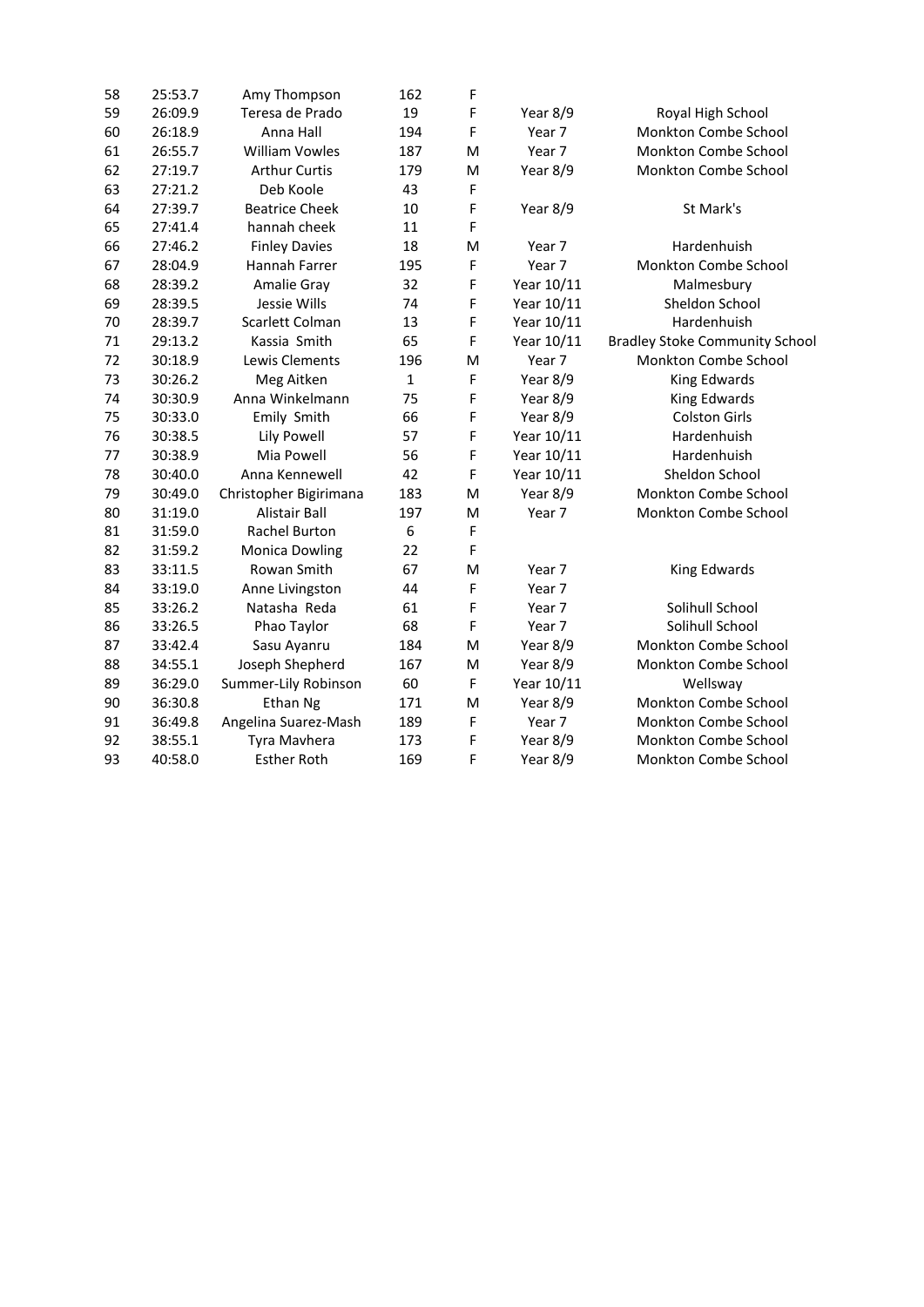| | | | | | | |
|---|---|---|---|---|---|---|
| 58 | 25:53.7 | Amy Thompson | 162 | F | | |
| 59 | 26:09.9 | Teresa de Prado | 19 | F | Year 8/9 | Royal High School |
| 60 | 26:18.9 | Anna Hall | 194 | F | Year 7 | Monkton Combe School |
| 61 | 26:55.7 | William Vowles | 187 | M | Year 7 | Monkton Combe School |
| 62 | 27:19.7 | Arthur Curtis | 179 | M | Year 8/9 | Monkton Combe School |
| 63 | 27:21.2 | Deb Koole | 43 | F | | |
| 64 | 27:39.7 | Beatrice Cheek | 10 | F | Year 8/9 | St Mark's |
| 65 | 27:41.4 | hannah cheek | 11 | F | | |
| 66 | 27:46.2 | Finley Davies | 18 | M | Year 7 | Hardenhuish |
| 67 | 28:04.9 | Hannah Farrer | 195 | F | Year 7 | Monkton Combe School |
| 68 | 28:39.2 | Amalie Gray | 32 | F | Year 10/11 | Malmesbury |
| 69 | 28:39.5 | Jessie Wills | 74 | F | Year 10/11 | Sheldon School |
| 70 | 28:39.7 | Scarlett Colman | 13 | F | Year 10/11 | Hardenhuish |
| 71 | 29:13.2 | Kassia Smith | 65 | F | Year 10/11 | Bradley Stoke Community School |
| 72 | 30:18.9 | Lewis Clements | 196 | M | Year 7 | Monkton Combe School |
| 73 | 30:26.2 | Meg Aitken | 1 | F | Year 8/9 | King Edwards |
| 74 | 30:30.9 | Anna Winkelmann | 75 | F | Year 8/9 | King Edwards |
| 75 | 30:33.0 | Emily Smith | 66 | F | Year 8/9 | Colston Girls |
| 76 | 30:38.5 | Lily Powell | 57 | F | Year 10/11 | Hardenhuish |
| 77 | 30:38.9 | Mia Powell | 56 | F | Year 10/11 | Hardenhuish |
| 78 | 30:40.0 | Anna Kennewell | 42 | F | Year 10/11 | Sheldon School |
| 79 | 30:49.0 | Christopher Bigirimana | 183 | M | Year 8/9 | Monkton Combe School |
| 80 | 31:19.0 | Alistair Ball | 197 | M | Year 7 | Monkton Combe School |
| 81 | 31:59.0 | Rachel Burton | 6 | F | | |
| 82 | 31:59.2 | Monica Dowling | 22 | F | | |
| 83 | 33:11.5 | Rowan Smith | 67 | M | Year 7 | King Edwards |
| 84 | 33:19.0 | Anne Livingston | 44 | F | Year 7 | |
| 85 | 33:26.2 | Natasha Reda | 61 | F | Year 7 | Solihull School |
| 86 | 33:26.5 | Phao Taylor | 68 | F | Year 7 | Solihull School |
| 87 | 33:42.4 | Sasu Ayanru | 184 | M | Year 8/9 | Monkton Combe School |
| 88 | 34:55.1 | Joseph Shepherd | 167 | M | Year 8/9 | Monkton Combe School |
| 89 | 36:29.0 | Summer-Lily Robinson | 60 | F | Year 10/11 | Wellsway |
| 90 | 36:30.8 | Ethan Ng | 171 | M | Year 8/9 | Monkton Combe School |
| 91 | 36:49.8 | Angelina Suarez-Mash | 189 | F | Year 7 | Monkton Combe School |
| 92 | 38:55.1 | Tyra Mavhera | 173 | F | Year 8/9 | Monkton Combe School |
| 93 | 40:58.0 | Esther Roth | 169 | F | Year 8/9 | Monkton Combe School |